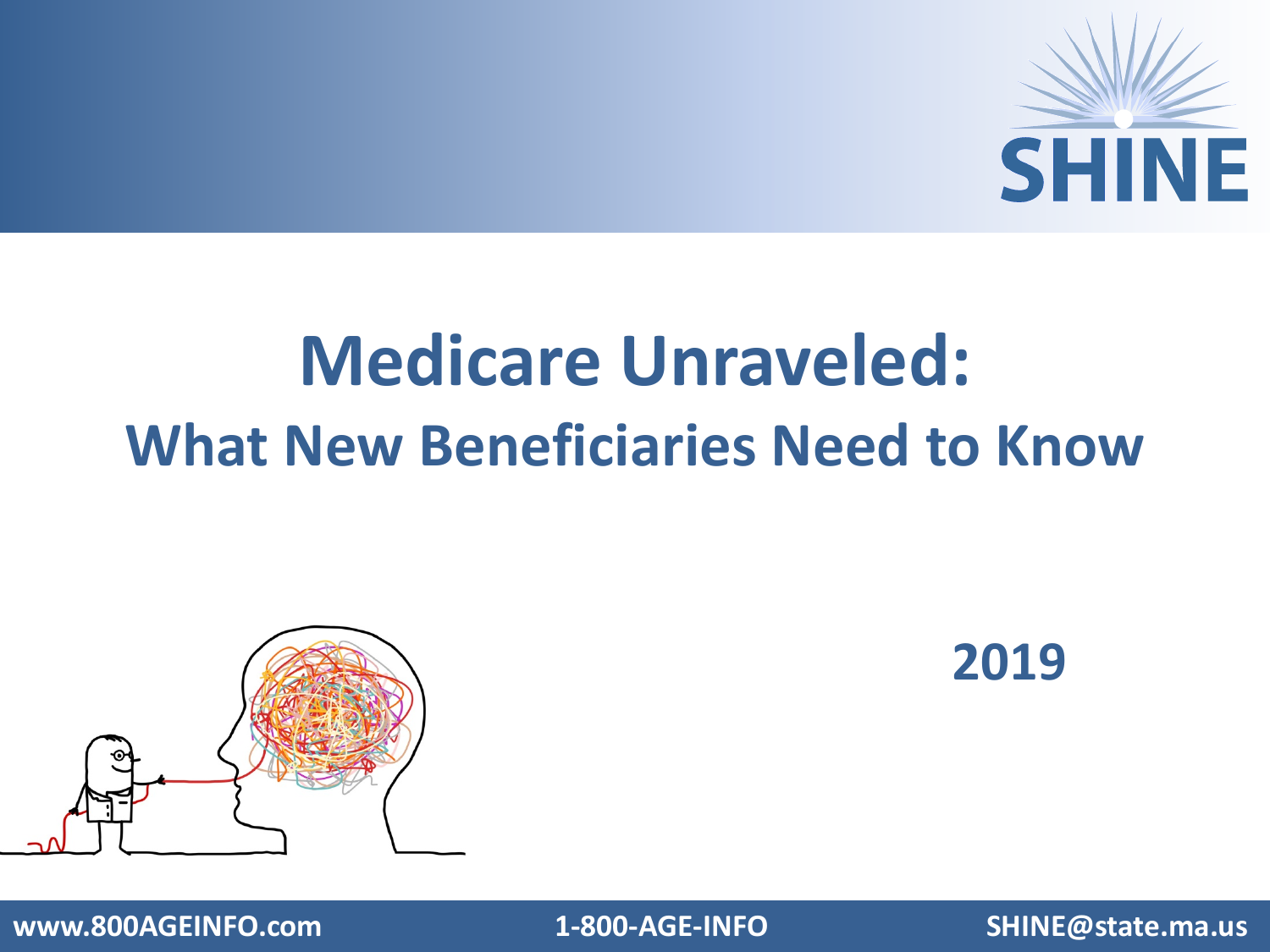SHINE

# Medicare Unraveled:
## What New Beneficiaries Need to Know

**2019**

www.800AGEINFO.com 1-800-AGE-INFO SHINE@state.ma.us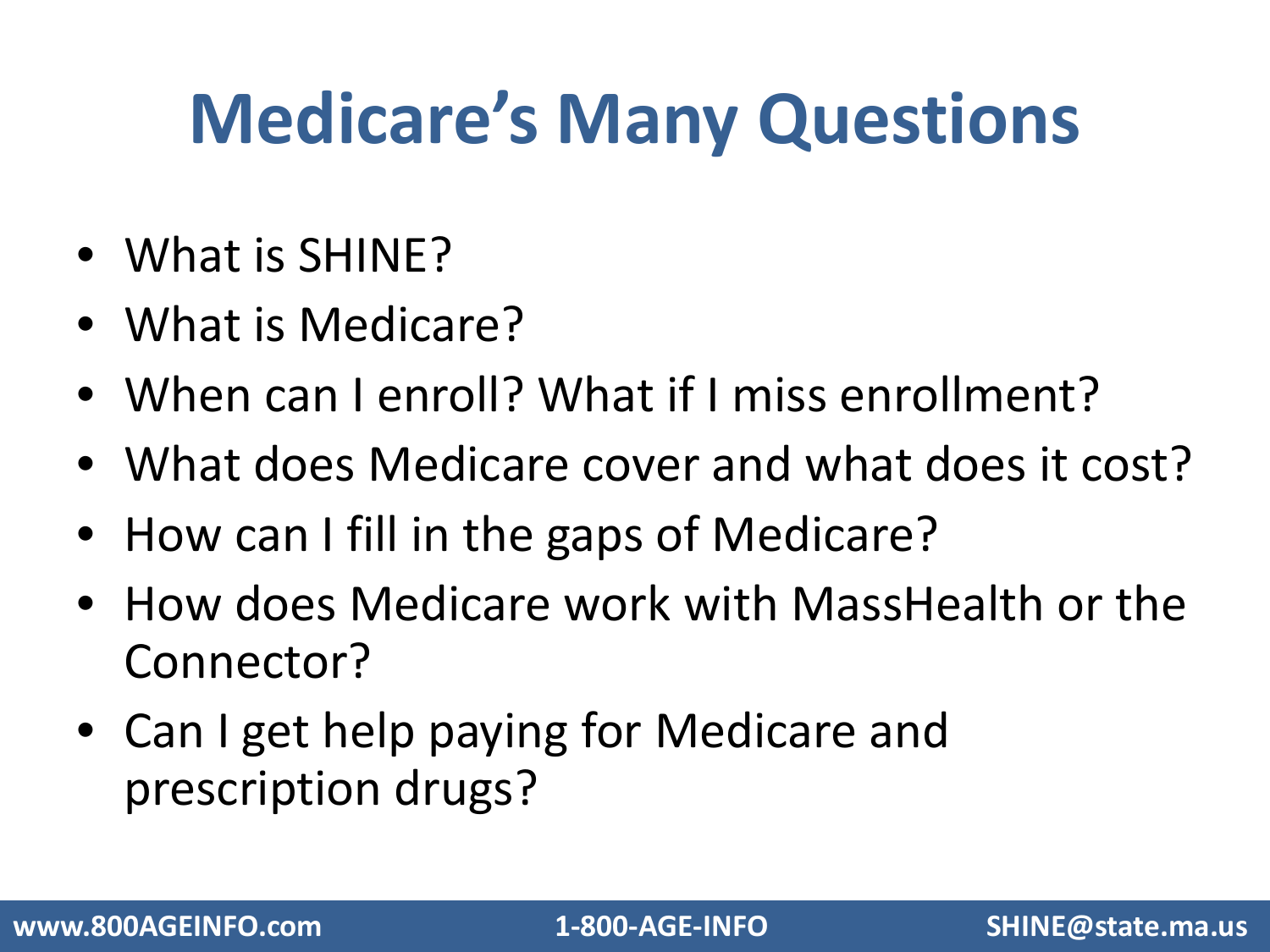# Medicare's Many Questions

- What is SHINE?
- What is Medicare?
- When can I enroll? What if I miss enrollment?
- What does Medicare cover and what does it cost?
- How can I fill in the gaps of Medicare?
- How does Medicare work with MassHealth or the Connector?
- Can I get help paying for Medicare and prescription drugs?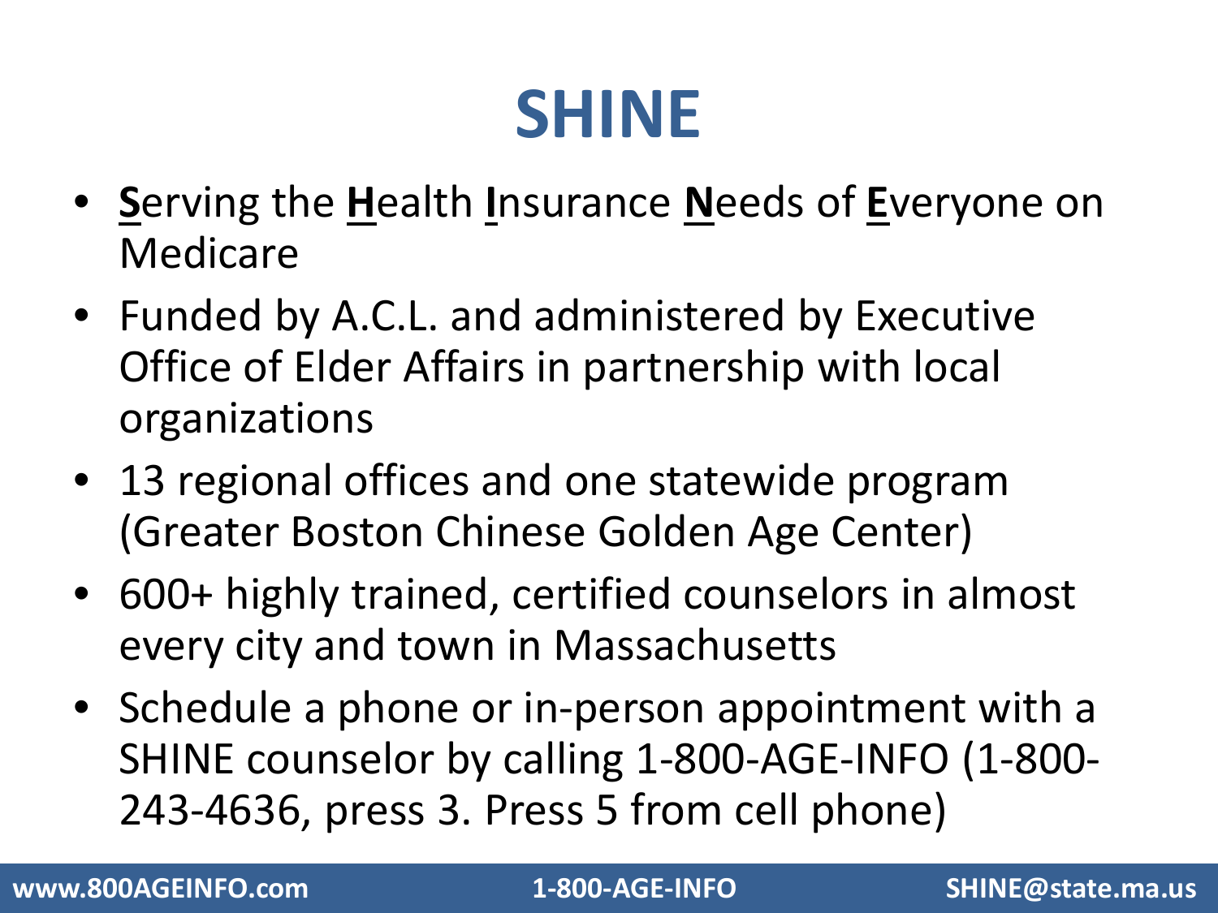# SHINE

- **S**erving the **H**ealth **I**nsurance **N**eeds of **E**veryone on Medicare
- Funded by A.C.L. and administered by Executive Office of Elder Affairs in partnership with local organizations
- 13 regional offices and one statewide program (Greater Boston Chinese Golden Age Center)
- 600+ highly trained, certified counselors in almost every city and town in Massachusetts
- Schedule a phone or in-person appointment with a SHINE counselor by calling 1-800-AGE-INFO (1-800-243-4636, press 3. Press 5 from cell phone)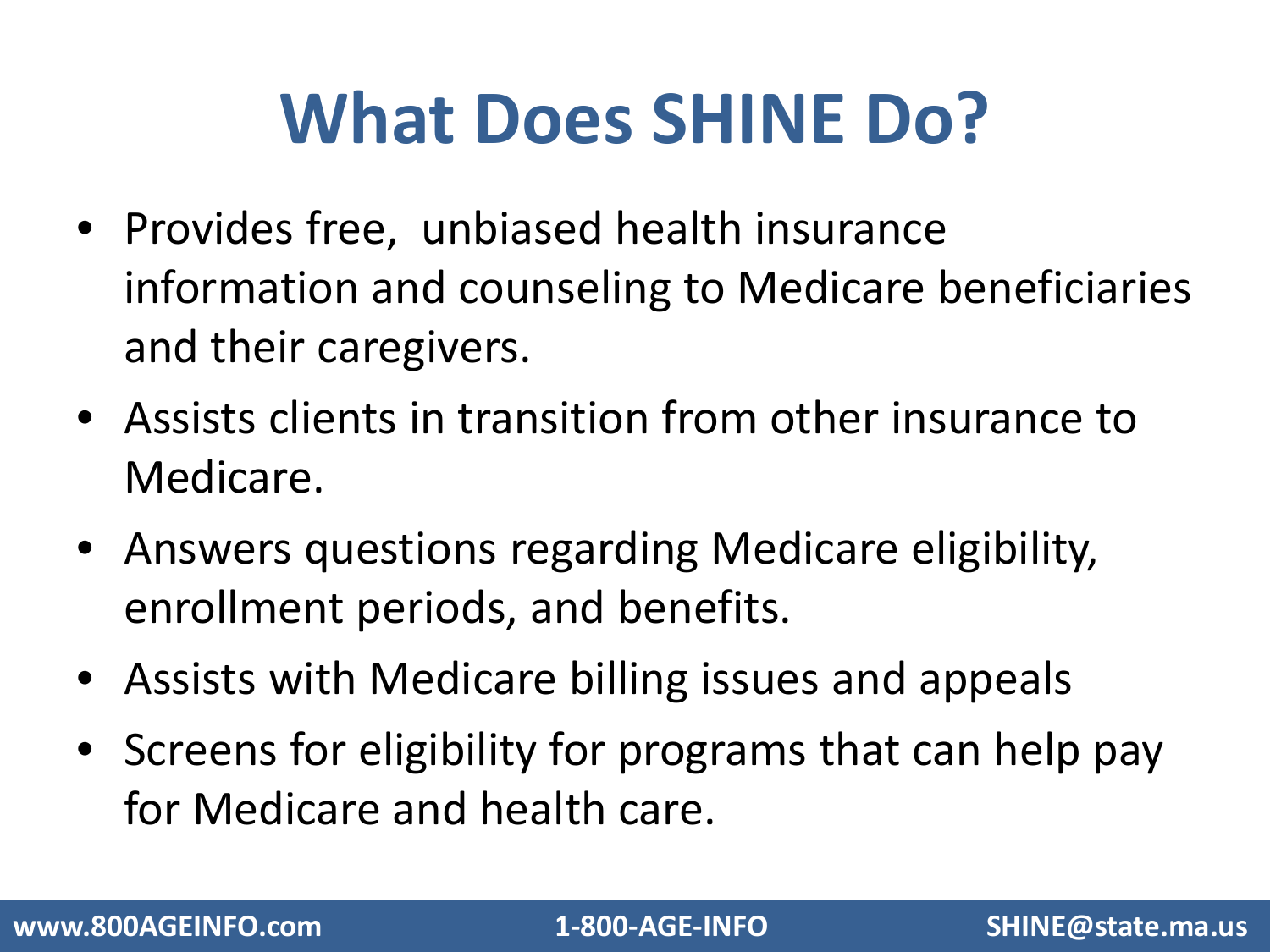# What Does SHINE Do?

- Provides free,  unbiased health insurance information and counseling to Medicare beneficiaries and their caregivers.
- Assists clients in transition from other insurance to Medicare.
- Answers questions regarding Medicare eligibility, enrollment periods, and benefits.
- Assists with Medicare billing issues and appeals
- Screens for eligibility for programs that can help pay for Medicare and health care.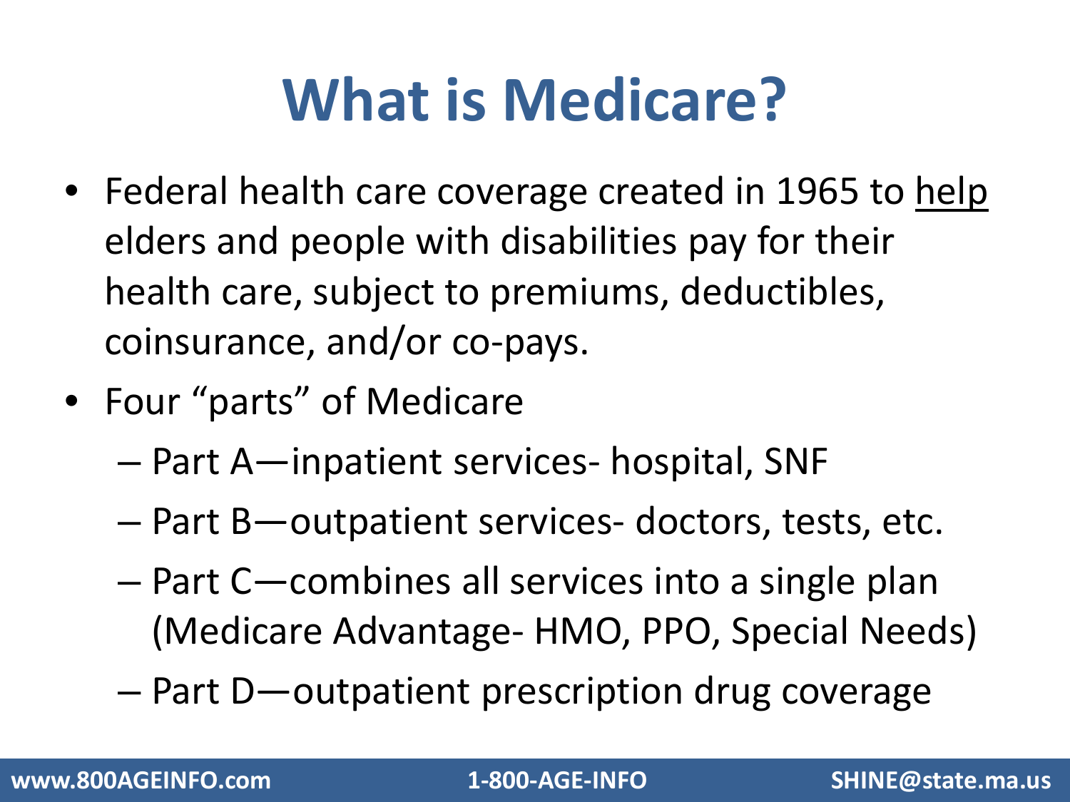# What is Medicare?

- Federal health care coverage created in 1965 to <u>help</u> elders and people with disabilities pay for their health care, subject to premiums, deductibles, coinsurance, and/or co-pays.
- Four "parts" of Medicare
  - Part A—inpatient services- hospital, SNF
  - Part B—outpatient services- doctors, tests, etc.
  - Part C—combines all services into a single plan (Medicare Advantage- HMO, PPO, Special Needs)
  - Part D—outpatient prescription drug coverage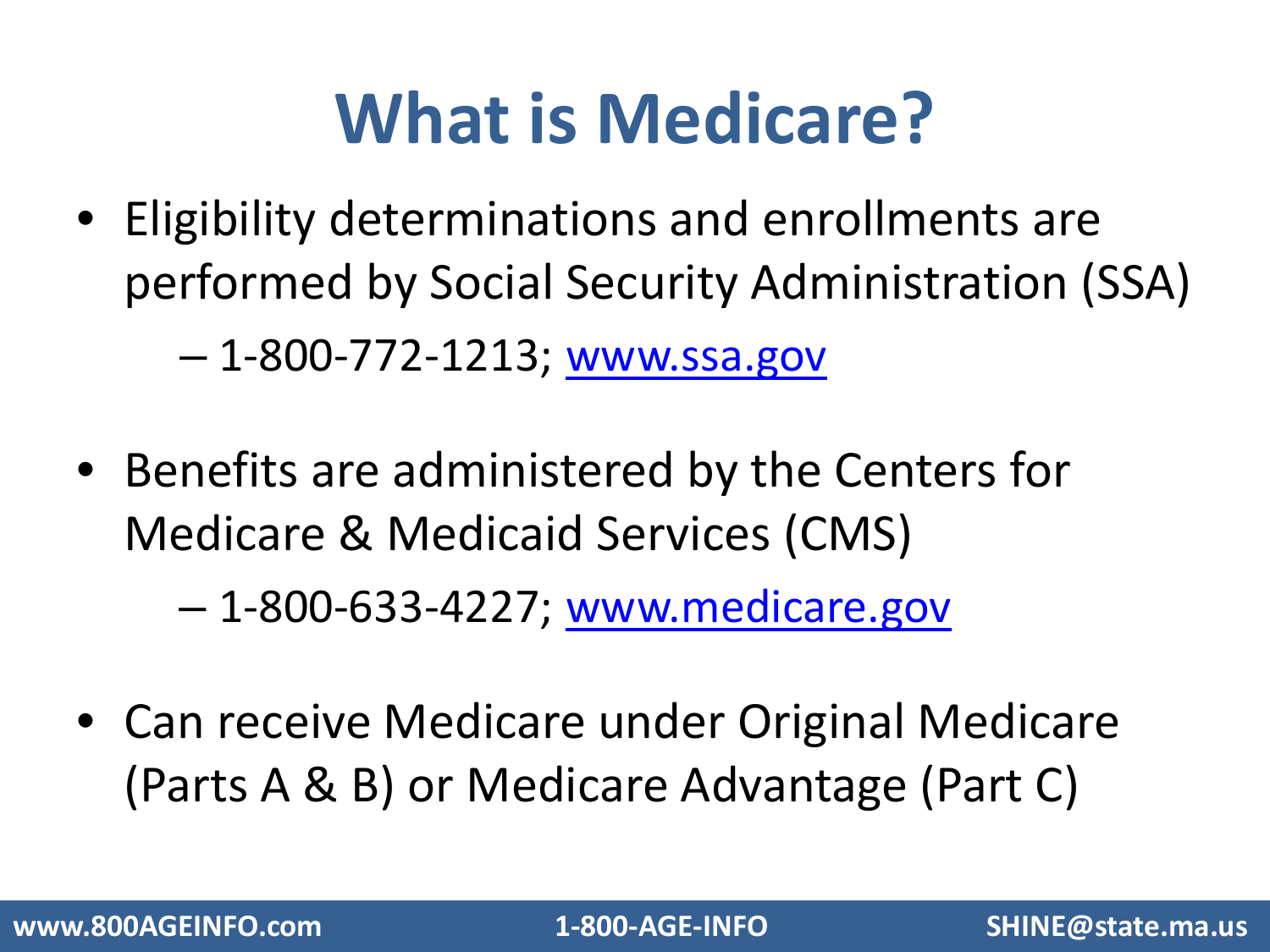# What is Medicare?

- Eligibility determinations and enrollments are performed by Social Security Administration (SSA)
  - 1-800-772-1213; www.ssa.gov

- Benefits are administered by the Centers for Medicare & Medicaid Services (CMS)
  - 1-800-633-4227; www.medicare.gov

- Can receive Medicare under Original Medicare (Parts A & B) or Medicare Advantage (Part C)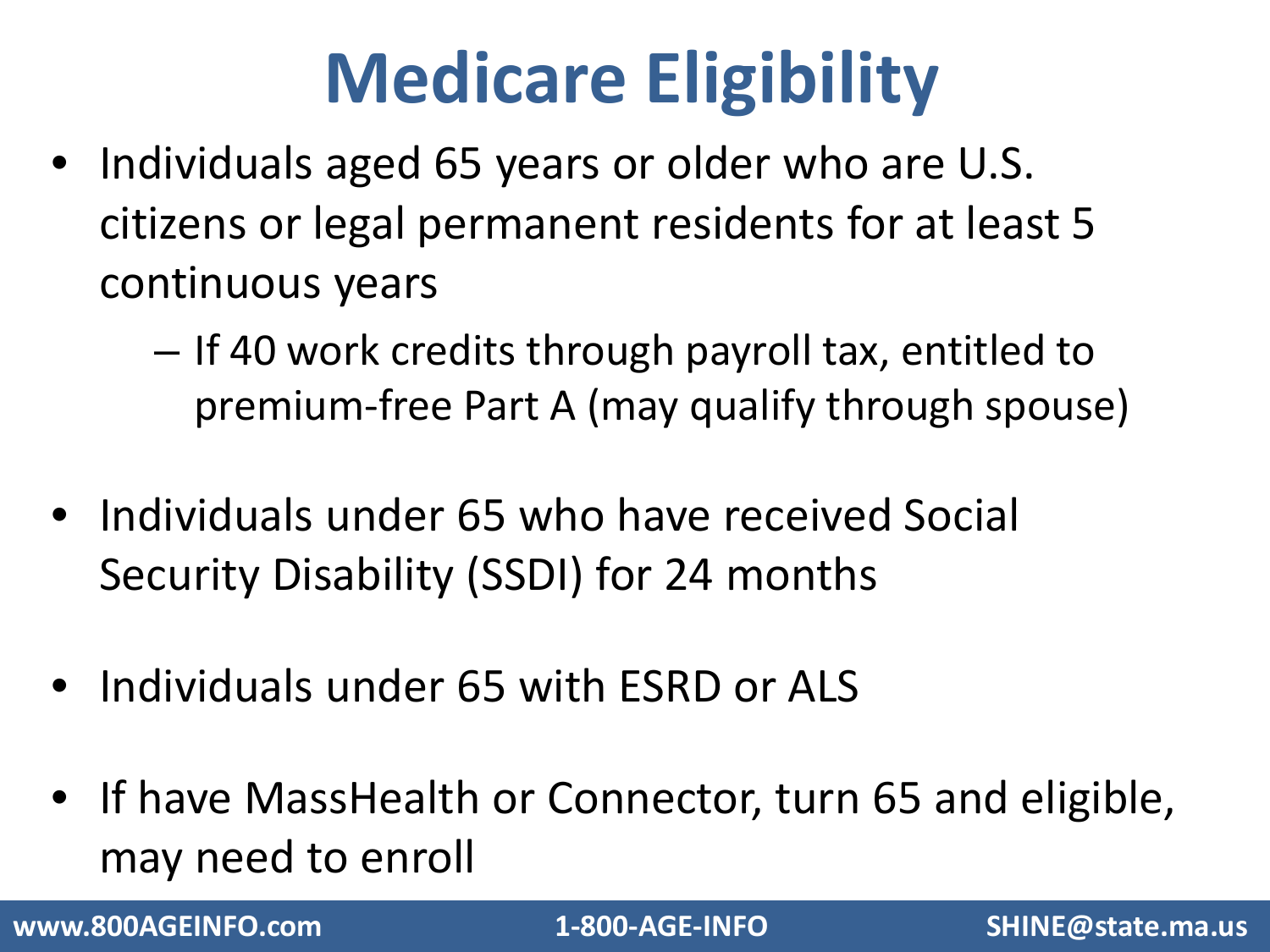# Medicare Eligibility

- Individuals aged 65 years or older who are U.S. citizens or legal permanent residents for at least 5 continuous years
  - If 40 work credits through payroll tax, entitled to premium-free Part A (may qualify through spouse)
- Individuals under 65 who have received Social Security Disability (SSDI) for 24 months
- Individuals under 65 with ESRD or ALS
- If have MassHealth or Connector, turn 65 and eligible, may need to enroll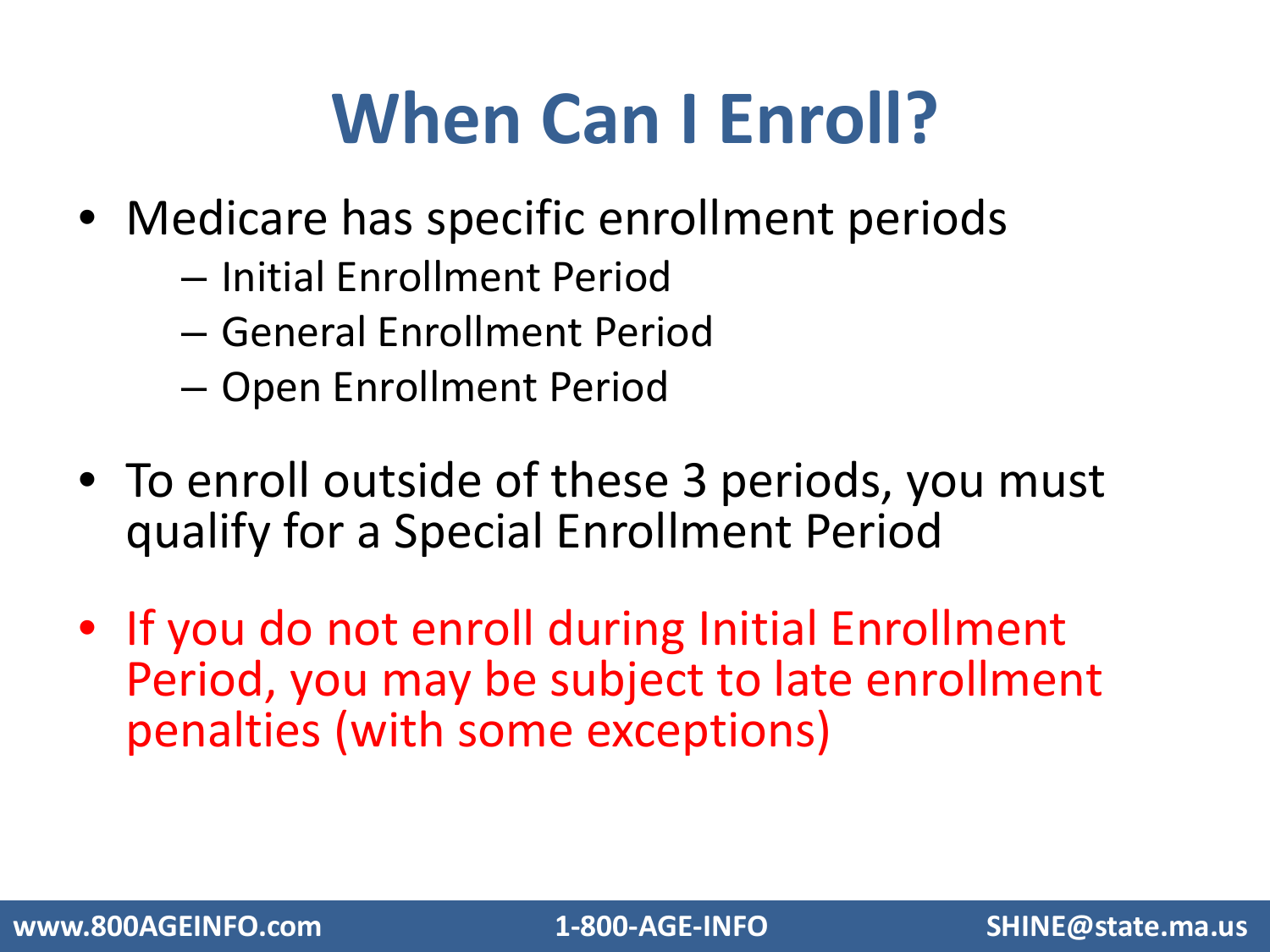# When Can I Enroll?

- Medicare has specific enrollment periods
  - Initial Enrollment Period
  - General Enrollment Period
  - Open Enrollment Period
- To enroll outside of these 3 periods, you must qualify for a Special Enrollment Period
- If you do not enroll during Initial Enrollment Period, you may be subject to late enrollment penalties (with some exceptions)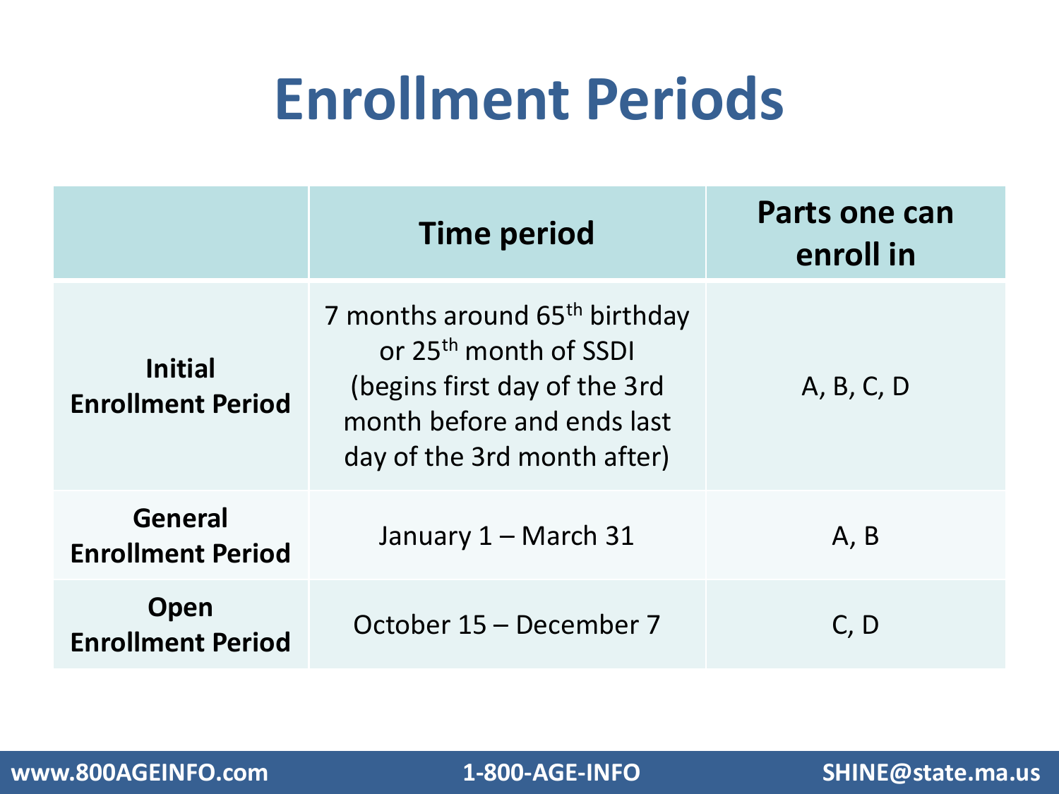# Enrollment Periods

| | Time period | Parts one can enroll in |
|---|---|---|
| **Initial Enrollment Period** | 7 months around 65th birthday or 25th month of SSDI (begins first day of the 3rd month before and ends last day of the 3rd month after) | A, B, C, D |
| **General Enrollment Period** | January 1 – March 31 | A, B |
| **Open Enrollment Period** | October 15 – December 7 | C, D |

**www.800AGEINFO.com** **1-800-AGE-INFO** **SHINE@state.ma.us**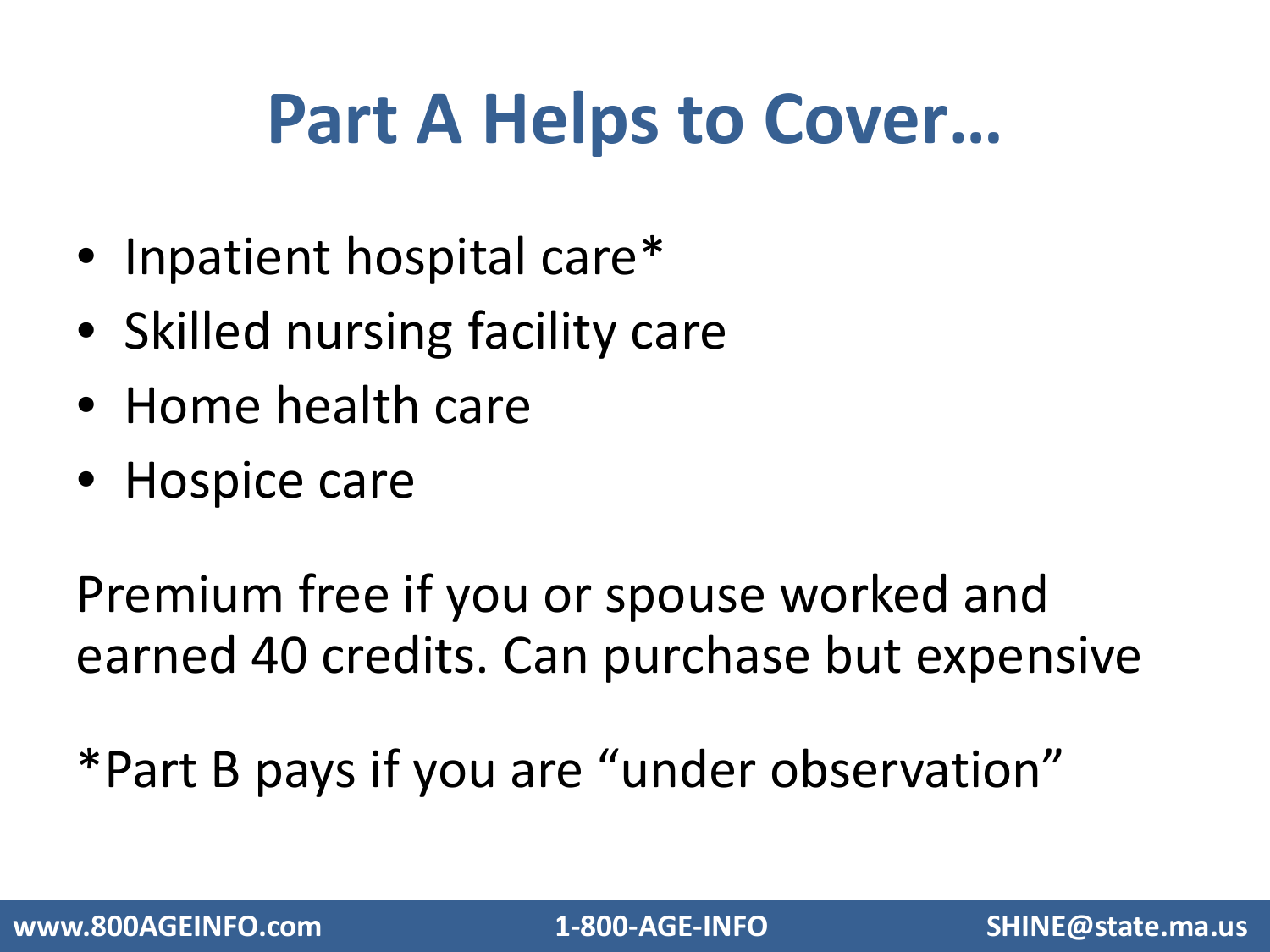# Part A Helps to Cover…

- Inpatient hospital care*
- Skilled nursing facility care
- Home health care
- Hospice care

Premium free if you or spouse worked and earned 40 credits. Can purchase but expensive

*Part B pays if you are "under observation"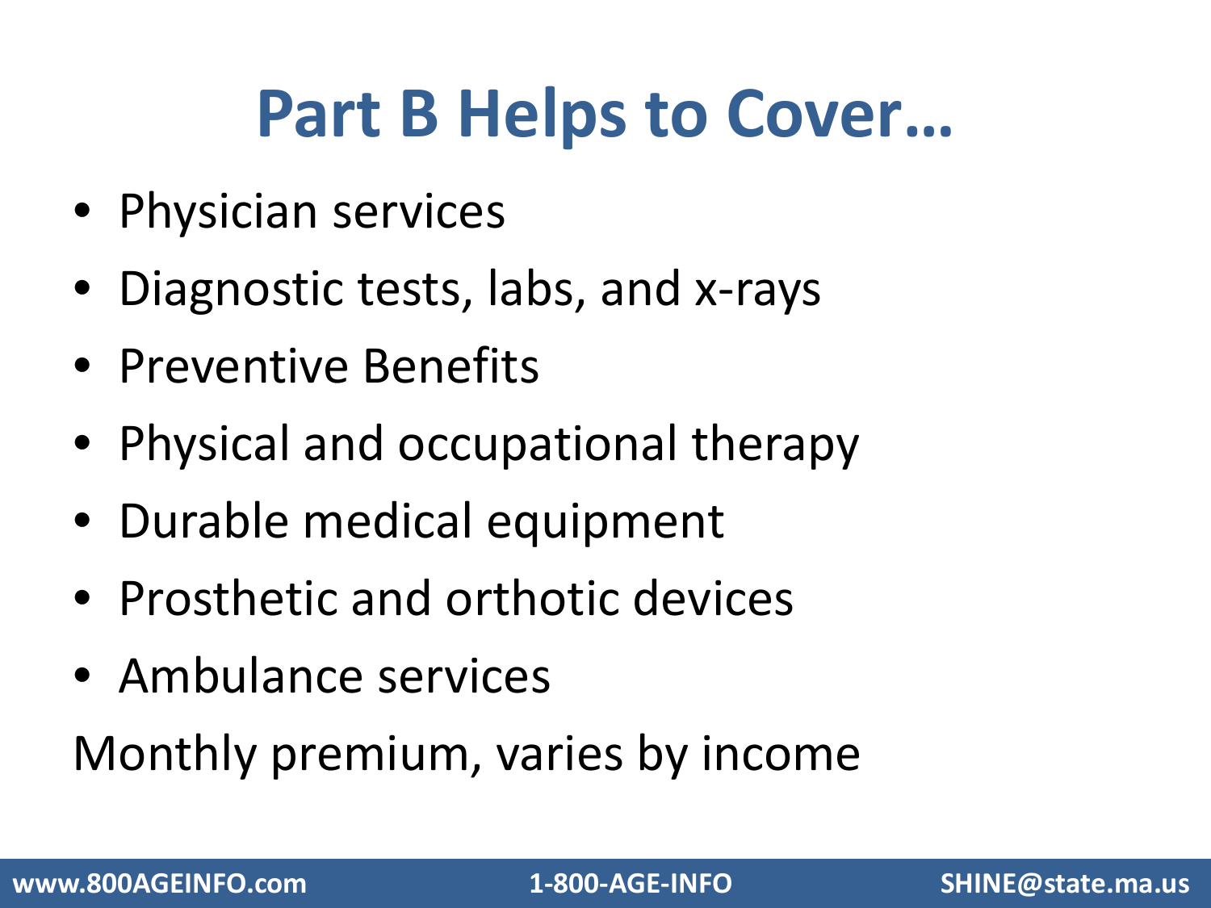# Part B Helps to Cover…

- Physician services
- Diagnostic tests, labs, and x-rays
- Preventive Benefits
- Physical and occupational therapy
- Durable medical equipment
- Prosthetic and orthotic devices
- Ambulance services

Monthly premium, varies by income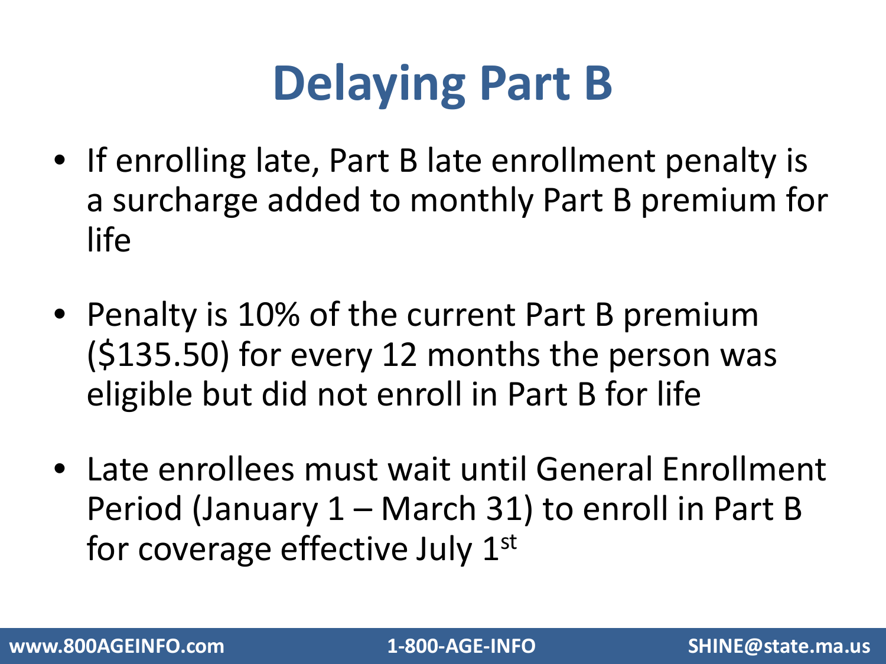# Delaying Part B

- If enrolling late, Part B late enrollment penalty is a surcharge added to monthly Part B premium for life
- Penalty is 10% of the current Part B premium ($135.50) for every 12 months the person was eligible but did not enroll in Part B for life
- Late enrollees must wait until General Enrollment Period (January 1 – March 31) to enroll in Part B for coverage effective July 1st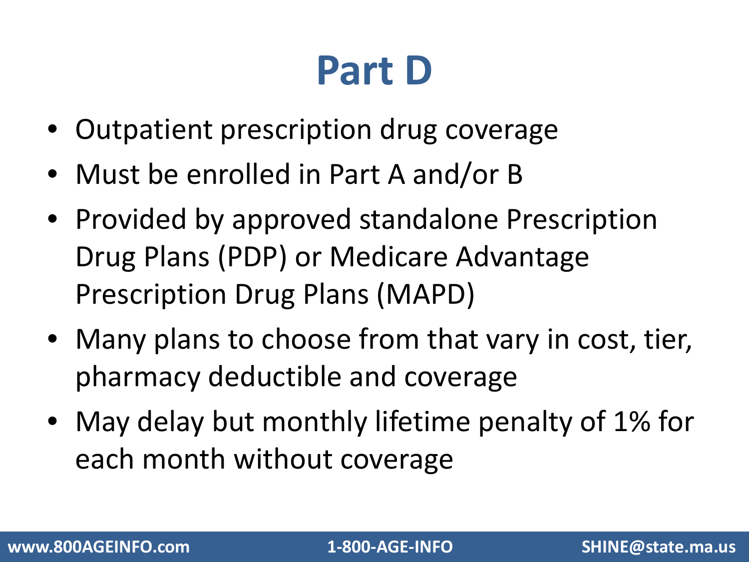# Part D

- Outpatient prescription drug coverage
- Must be enrolled in Part A and/or B
- Provided by approved standalone Prescription Drug Plans (PDP) or Medicare Advantage Prescription Drug Plans (MAPD)
- Many plans to choose from that vary in cost, tier, pharmacy deductible and coverage
- May delay but monthly lifetime penalty of 1% for each month without coverage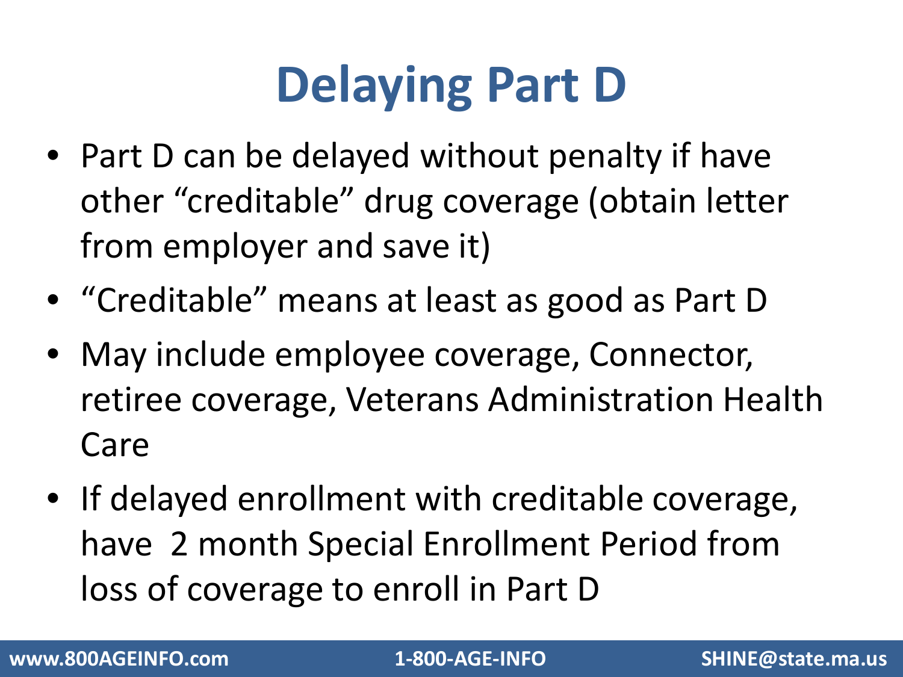# Delaying Part D

- Part D can be delayed without penalty if have other "creditable" drug coverage (obtain letter from employer and save it)
- "Creditable" means at least as good as Part D
- May include employee coverage, Connector, retiree coverage, Veterans Administration Health Care
- If delayed enrollment with creditable coverage, have 2 month Special Enrollment Period from loss of coverage to enroll in Part D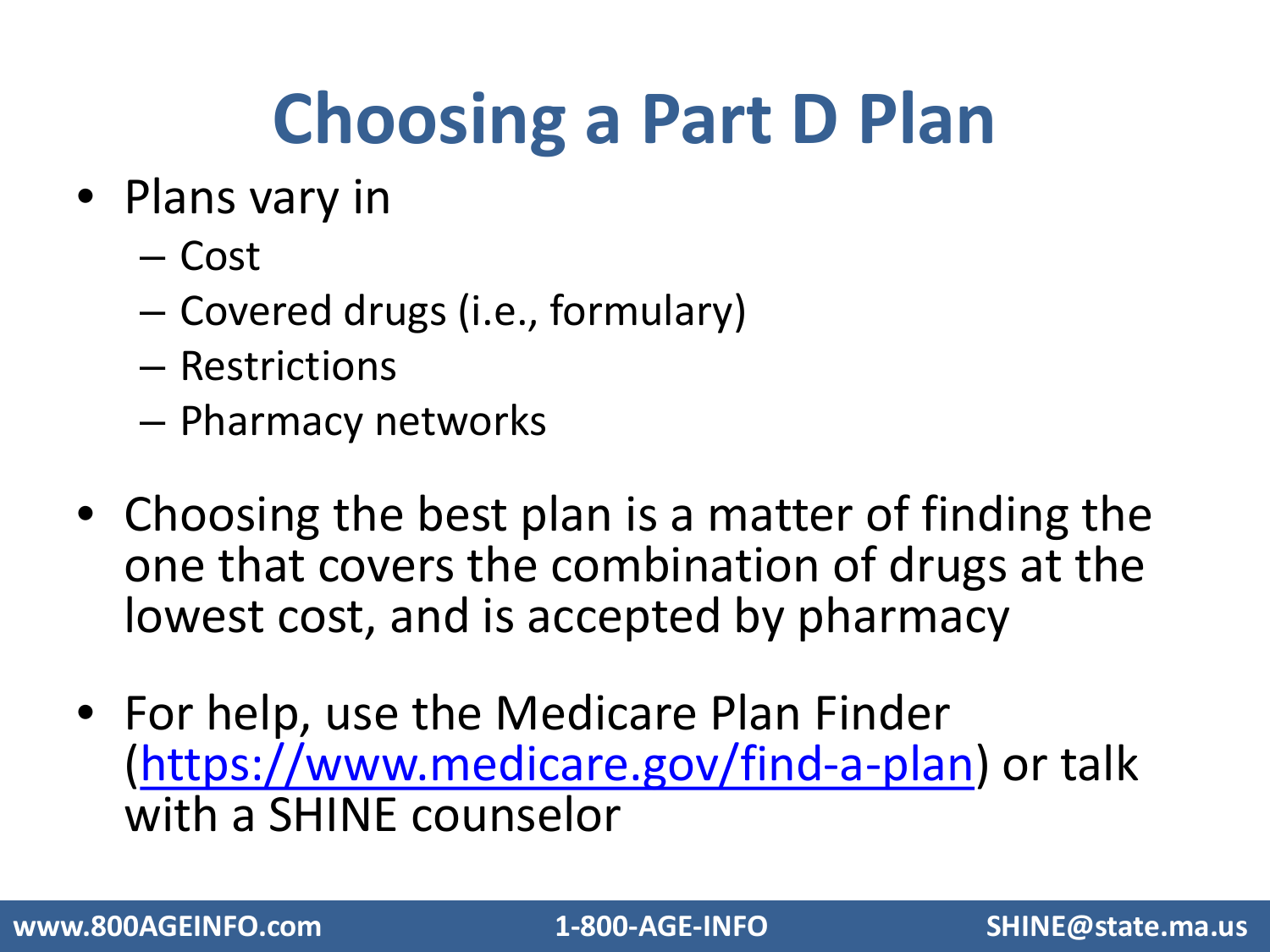# Choosing a Part D Plan

- Plans vary in
  - Cost
  - Covered drugs (i.e., formulary)
  - Restrictions
  - Pharmacy networks

- Choosing the best plan is a matter of finding the one that covers the combination of drugs at the lowest cost, and is accepted by pharmacy

- For help, use the Medicare Plan Finder (https://www.medicare.gov/find-a-plan) or talk with a SHINE counselor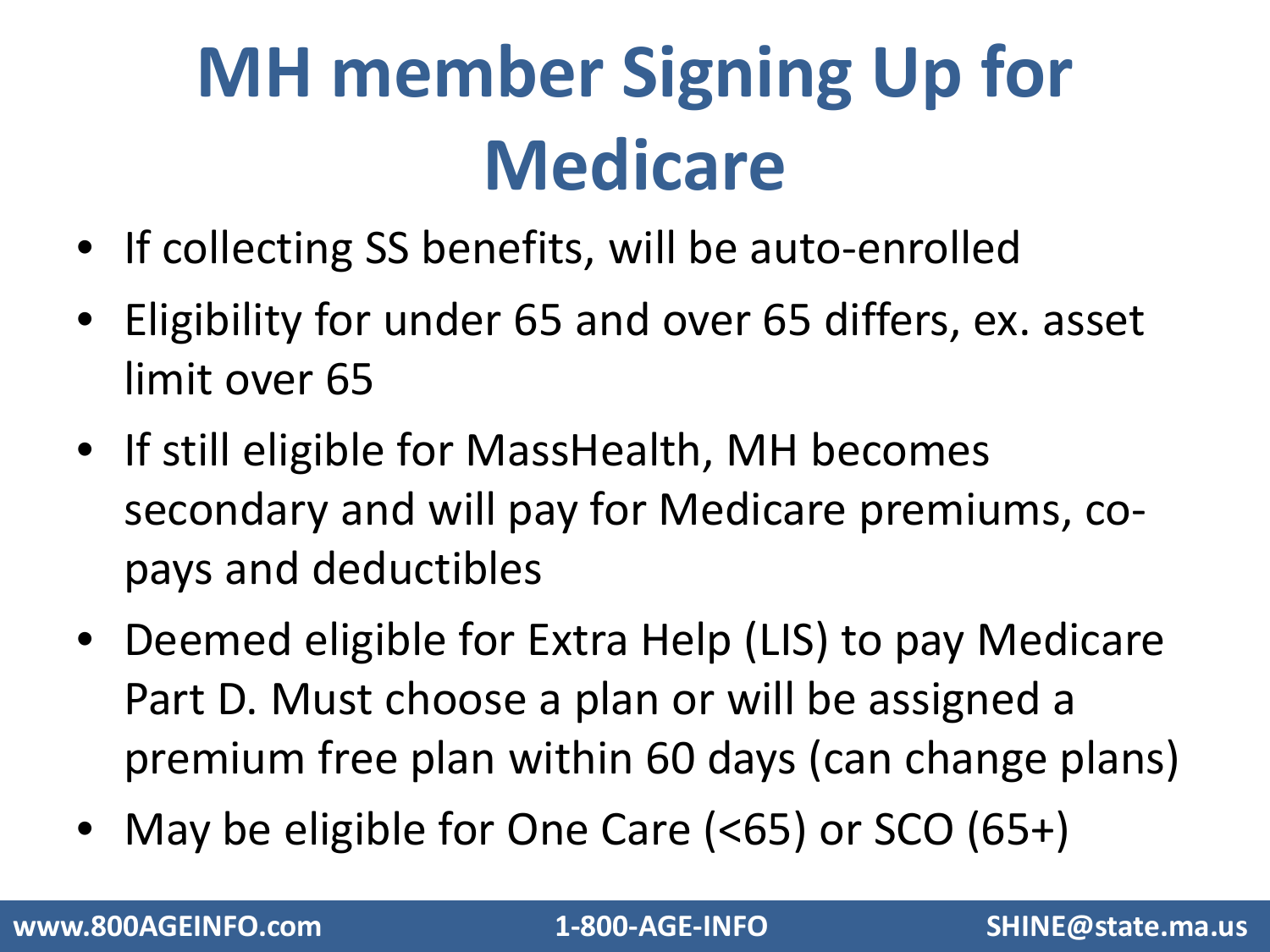# MH member Signing Up for Medicare

- If collecting SS benefits, will be auto-enrolled
- Eligibility for under 65 and over 65 differs, ex. asset limit over 65
- If still eligible for MassHealth, MH becomes secondary and will pay for Medicare premiums, co-pays and deductibles
- Deemed eligible for Extra Help (LIS) to pay Medicare Part D. Must choose a plan or will be assigned a premium free plan within 60 days (can change plans)
- May be eligible for One Care (<65) or SCO (65+)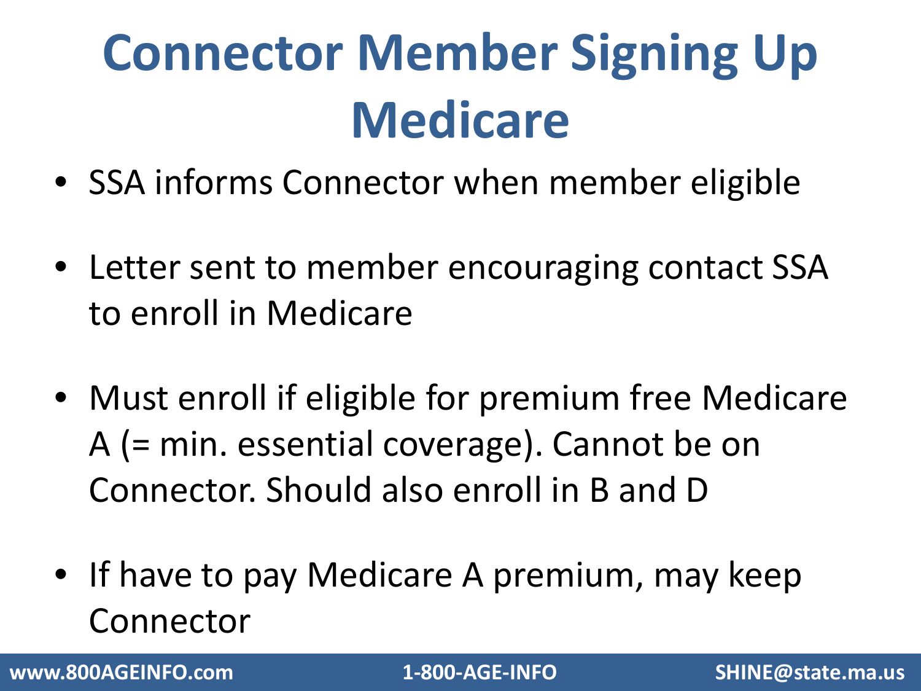# Connector Member Signing Up Medicare

- SSA informs Connector when member eligible
- Letter sent to member encouraging contact SSA to enroll in Medicare
- Must enroll if eligible for premium free Medicare A (= min. essential coverage). Cannot be on Connector. Should also enroll in B and D
- If have to pay Medicare A premium, may keep Connector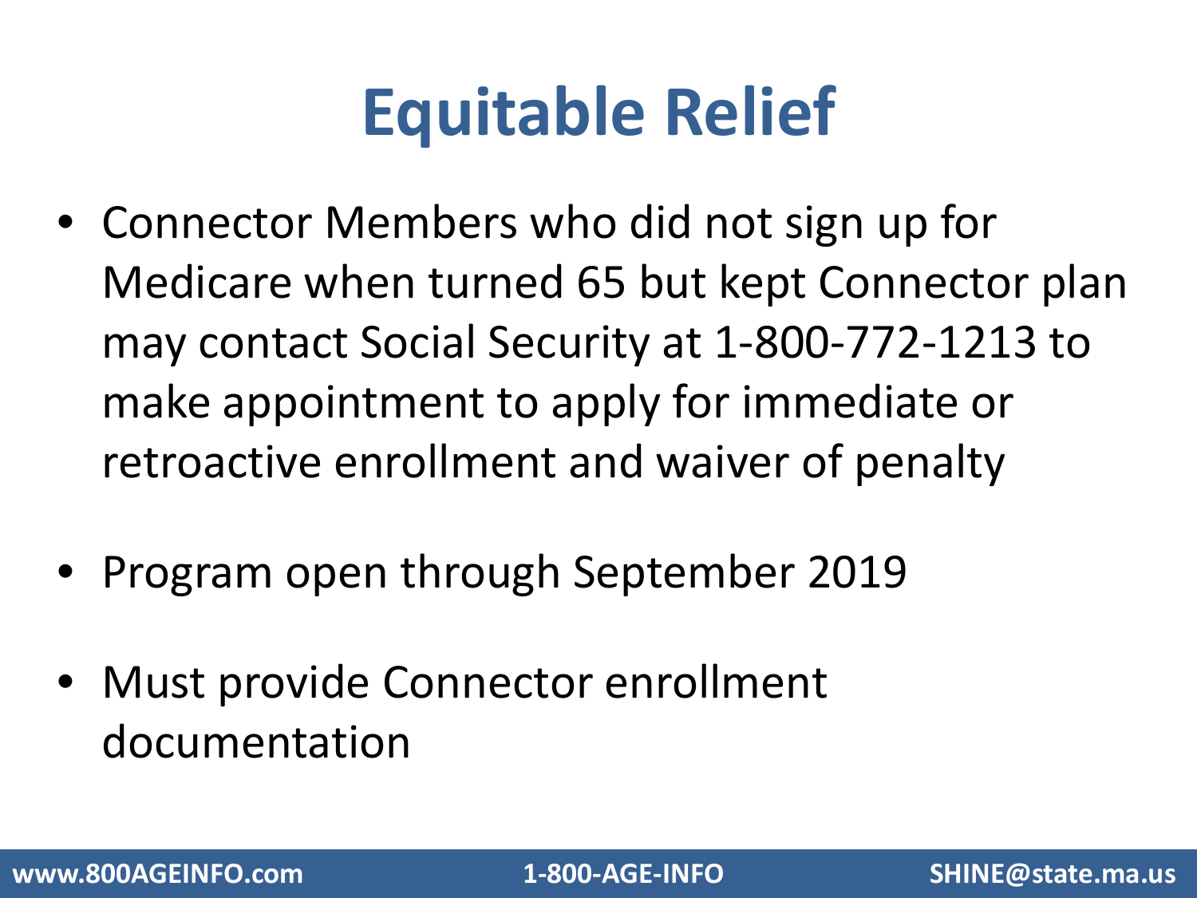# Equitable Relief

- Connector Members who did not sign up for Medicare when turned 65 but kept Connector plan may contact Social Security at 1-800-772-1213 to make appointment to apply for immediate or retroactive enrollment and waiver of penalty

- Program open through September 2019

- Must provide Connector enrollment documentation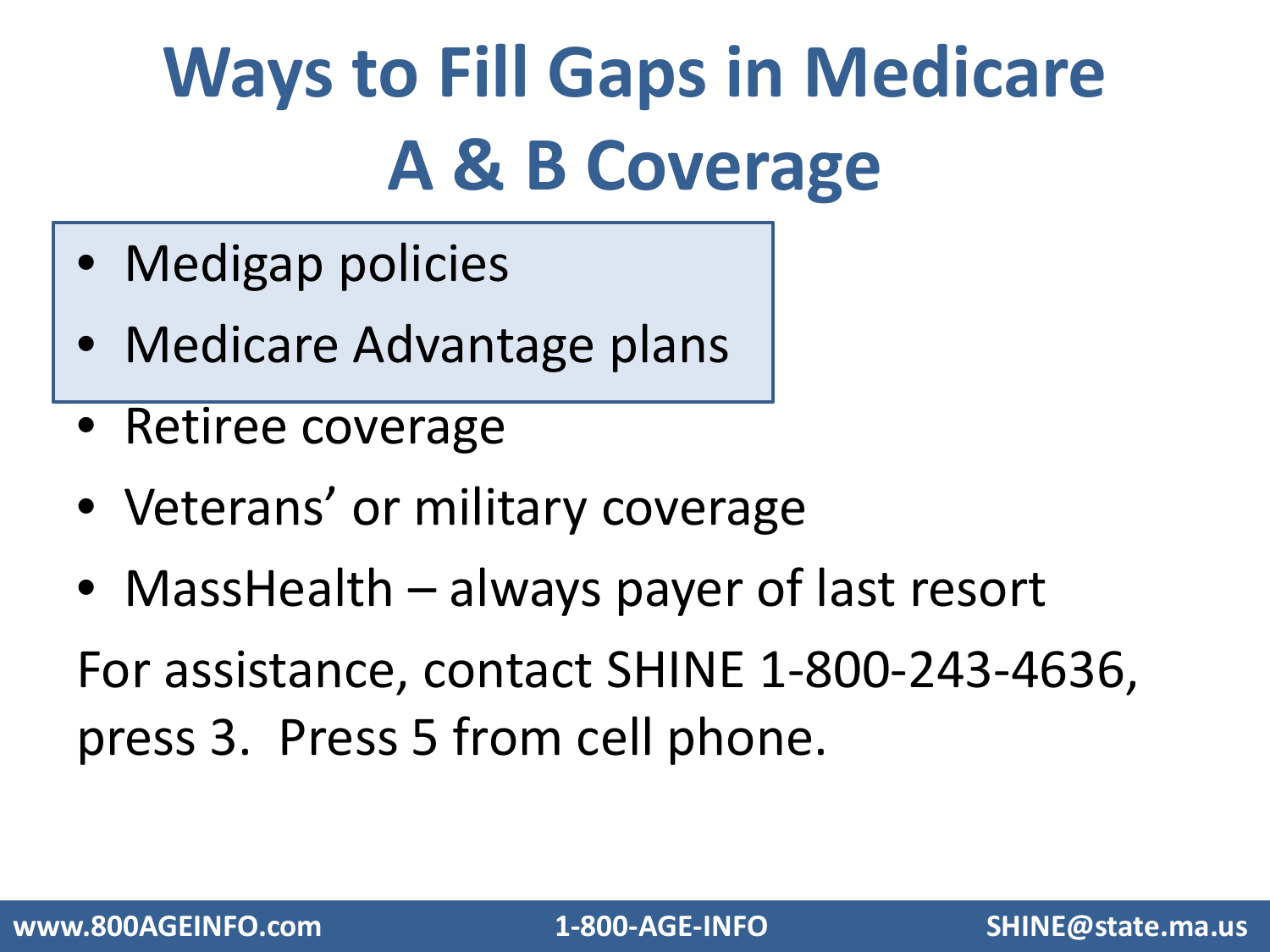# Ways to Fill Gaps in Medicare A & B Coverage

- Medigap policies
- Medicare Advantage plans
- Retiree coverage
- Veterans' or military coverage
- MassHealth – always payer of last resort

For assistance, contact SHINE 1-800-243-4636, press 3. Press 5 from cell phone.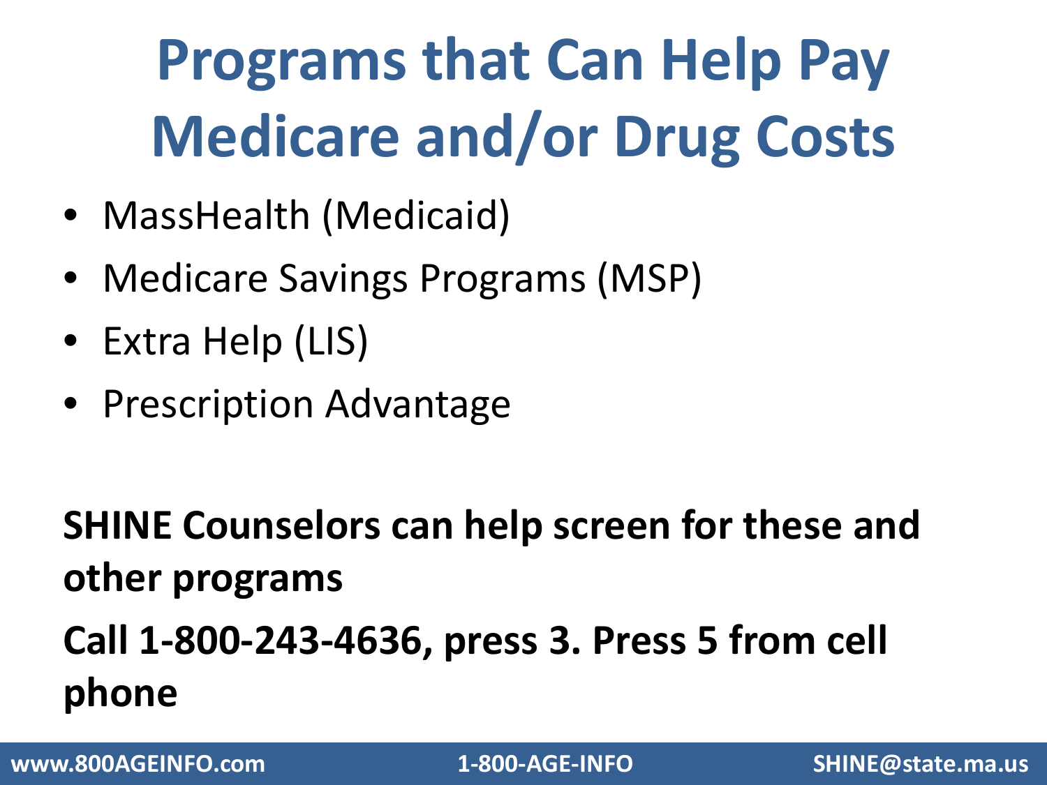# Programs that Can Help Pay Medicare and/or Drug Costs

- MassHealth (Medicaid)
- Medicare Savings Programs (MSP)
- Extra Help (LIS)
- Prescription Advantage

**SHINE Counselors can help screen for these and other programs**

**Call 1-800-243-4636, press 3. Press 5 from cell phone**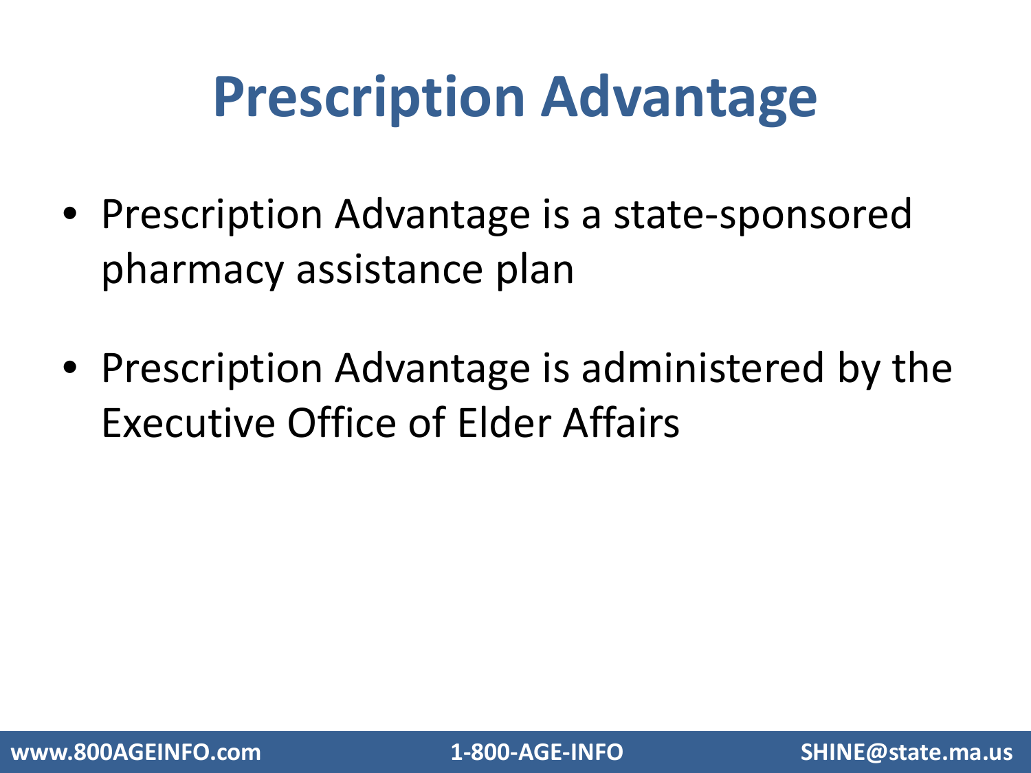# Prescription Advantage

- Prescription Advantage is a state-sponsored pharmacy assistance plan
- Prescription Advantage is administered by the Executive Office of Elder Affairs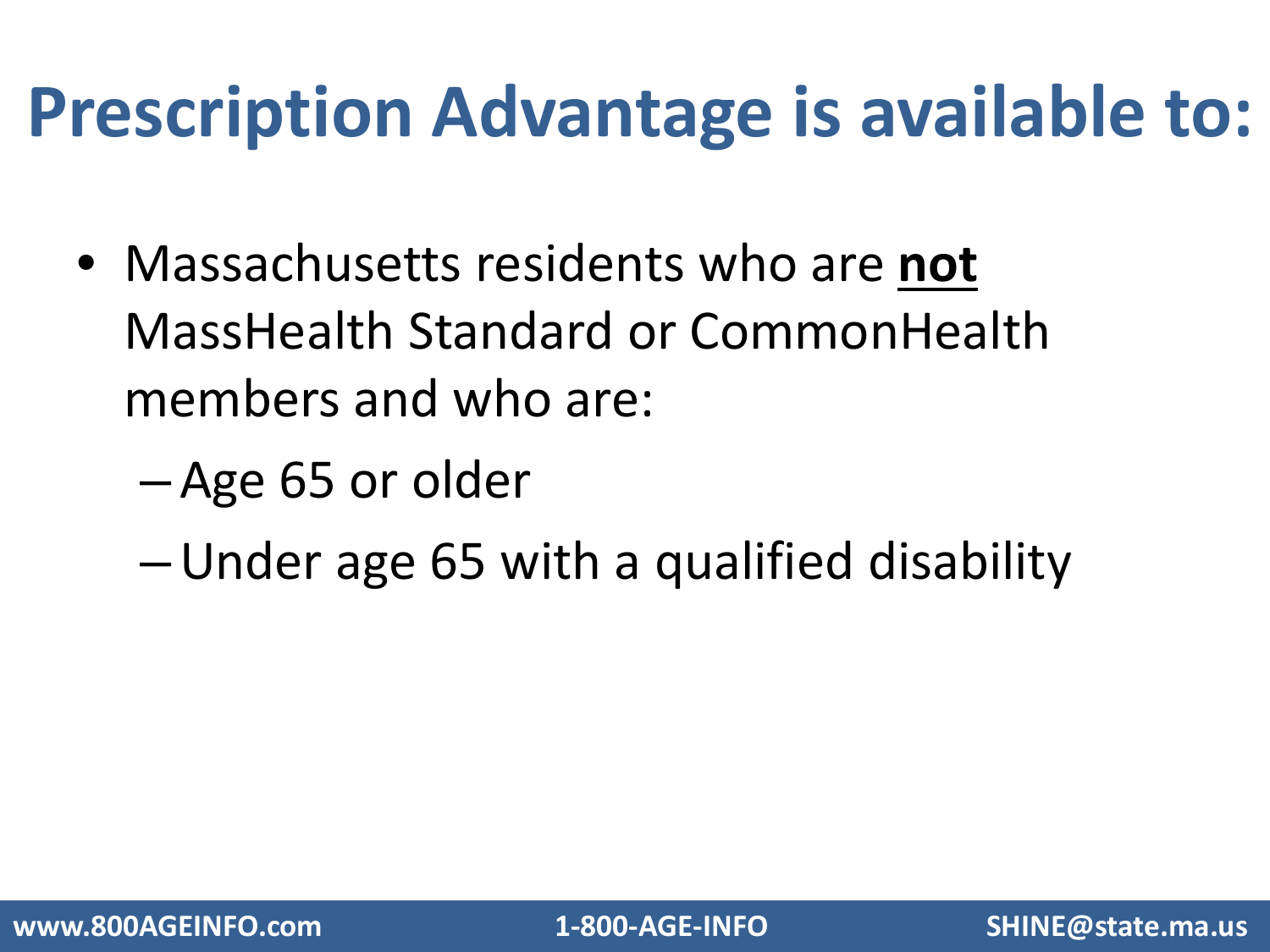# Prescription Advantage is available to:

- Massachusetts residents who are **not** MassHealth Standard or CommonHealth members and who are:
  - Age 65 or older
  - Under age 65 with a qualified disability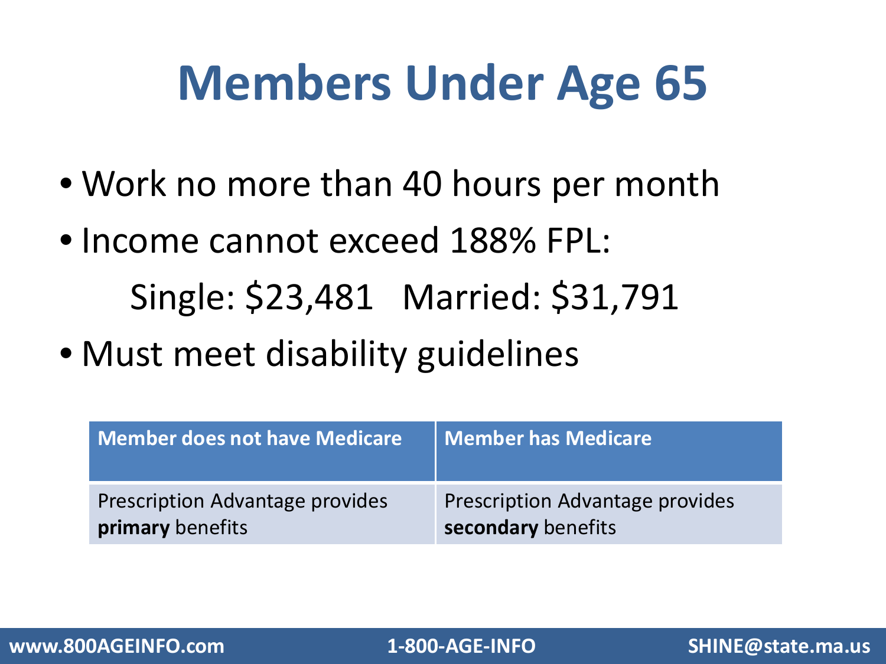# Members Under Age 65

- Work no more than 40 hours per month
- Income cannot exceed 188% FPL:

  Single: $23,481   Married: $31,791
- Must meet disability guidelines

| Member does not have Medicare | Member has Medicare |
|---|---|
| Prescription Advantage provides **primary** benefits | Prescription Advantage provides **secondary** benefits |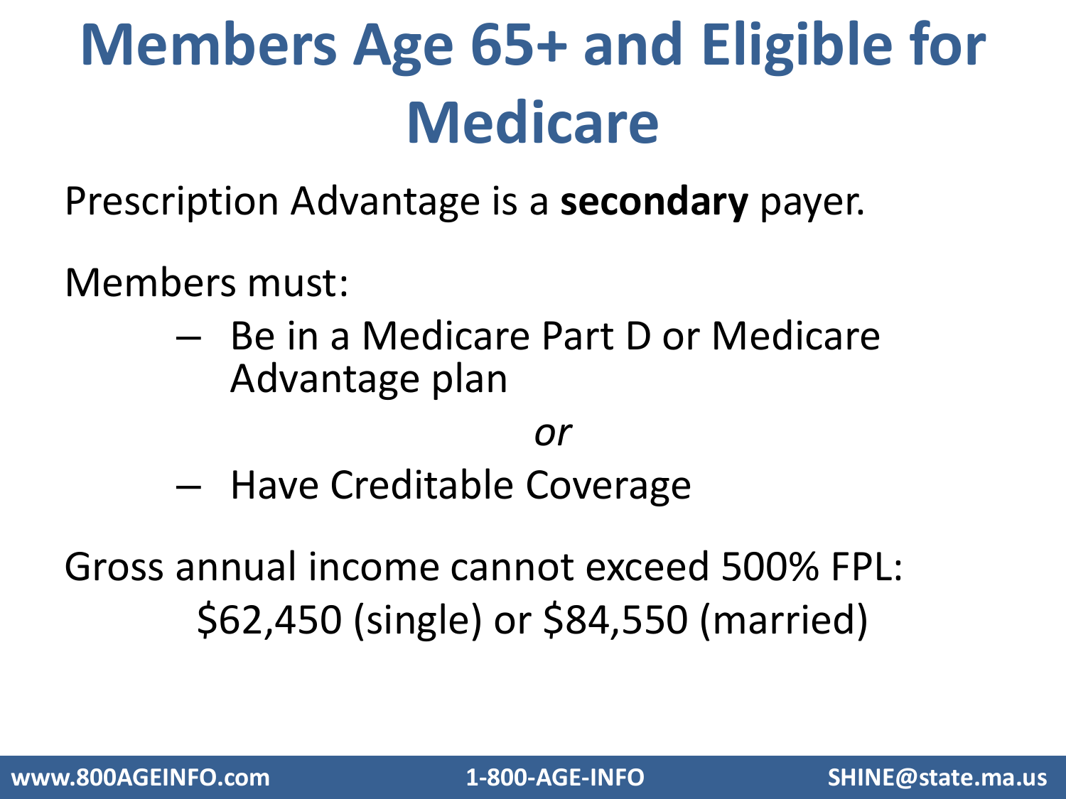# Members Age 65+ and Eligible for Medicare

Prescription Advantage is a **secondary** payer.

Members must:

- Be in a Medicare Part D or Medicare Advantage plan

  *or*

- Have Creditable Coverage

Gross annual income cannot exceed 500% FPL:
$62,450 (single) or $84,550 (married)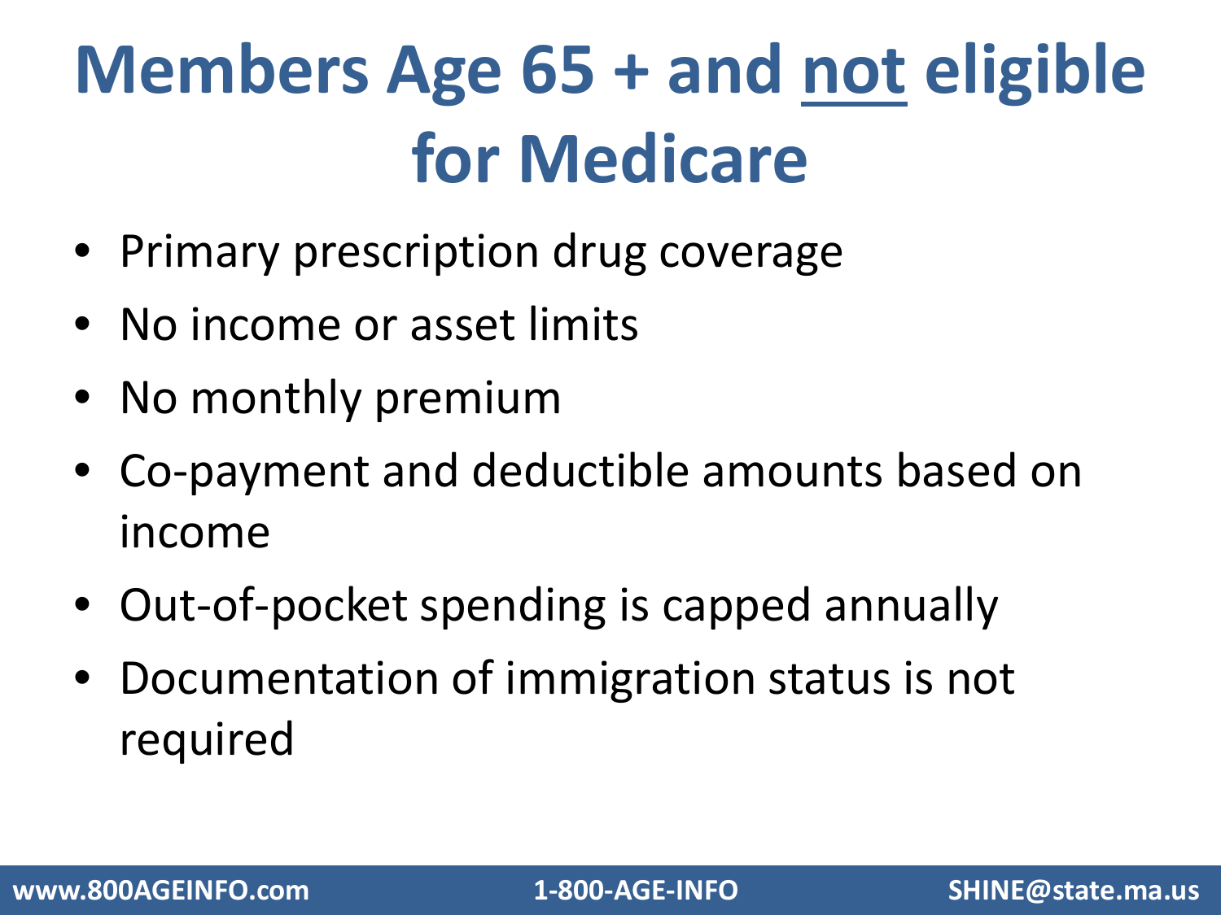# Members Age 65 + and <u>not</u> eligible for Medicare

- Primary prescription drug coverage
- No income or asset limits
- No monthly premium
- Co-payment and deductible amounts based on income
- Out-of-pocket spending is capped annually
- Documentation of immigration status is not required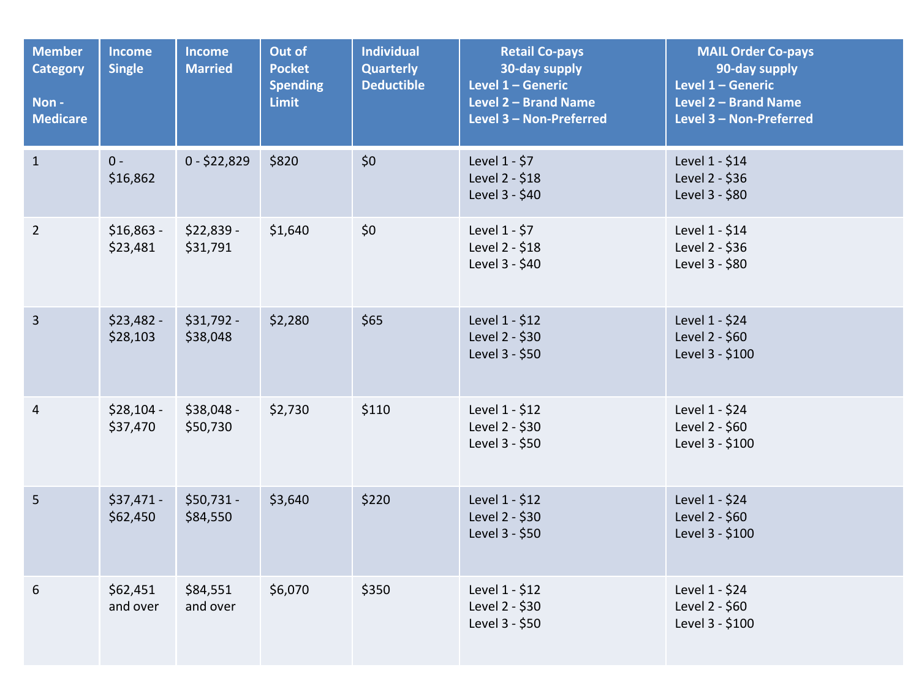| Member Category Non - Medicare | Income Single | Income Married | Out of Pocket Spending Limit | Individual Quarterly Deductible | Retail Co-pays 30-day supply Level 1 – Generic Level 2 – Brand Name Level 3 – Non-Preferred | MAIL Order Co-pays 90-day supply Level 1 – Generic Level 2 – Brand Name Level 3 – Non-Preferred |
|---|---|---|---|---|---|---|
| 1 | 0 - $16,862 | 0 - $22,829 | $820 | $0 | Level 1 - $7<br>Level 2 - $18<br>Level 3 - $40 | Level 1 - $14<br>Level 2 - $36<br>Level 3 - $80 |
| 2 | $16,863 - $23,481 | $22,839 - $31,791 | $1,640 | $0 | Level 1 - $7<br>Level 2 - $18<br>Level 3 - $40 | Level 1 - $14<br>Level 2 - $36<br>Level 3 - $80 |
| 3 | $23,482 - $28,103 | $31,792 - $38,048 | $2,280 | $65 | Level 1 - $12<br>Level 2 - $30<br>Level 3 - $50 | Level 1 - $24<br>Level 2 - $60<br>Level 3 - $100 |
| 4 | $28,104 - $37,470 | $38,048 - $50,730 | $2,730 | $110 | Level 1 - $12<br>Level 2 - $30<br>Level 3 - $50 | Level 1 - $24<br>Level 2 - $60<br>Level 3 - $100 |
| 5 | $37,471 - $62,450 | $50,731 - $84,550 | $3,640 | $220 | Level 1 - $12<br>Level 2 - $30<br>Level 3 - $50 | Level 1 - $24<br>Level 2 - $60<br>Level 3 - $100 |
| 6 | $62,451 and over | $84,551 and over | $6,070 | $350 | Level 1 - $12<br>Level 2 - $30<br>Level 3 - $50 | Level 1 - $24<br>Level 2 - $60<br>Level 3 - $100 |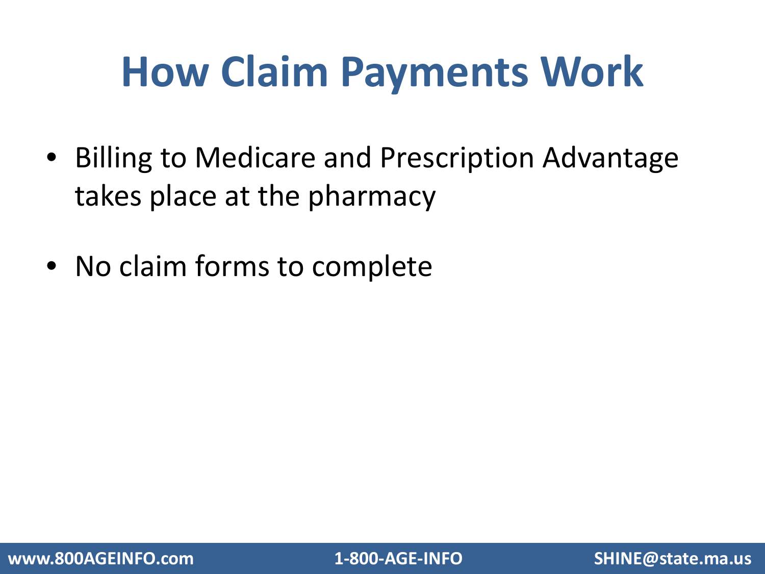# How Claim Payments Work

- Billing to Medicare and Prescription Advantage takes place at the pharmacy
- No claim forms to complete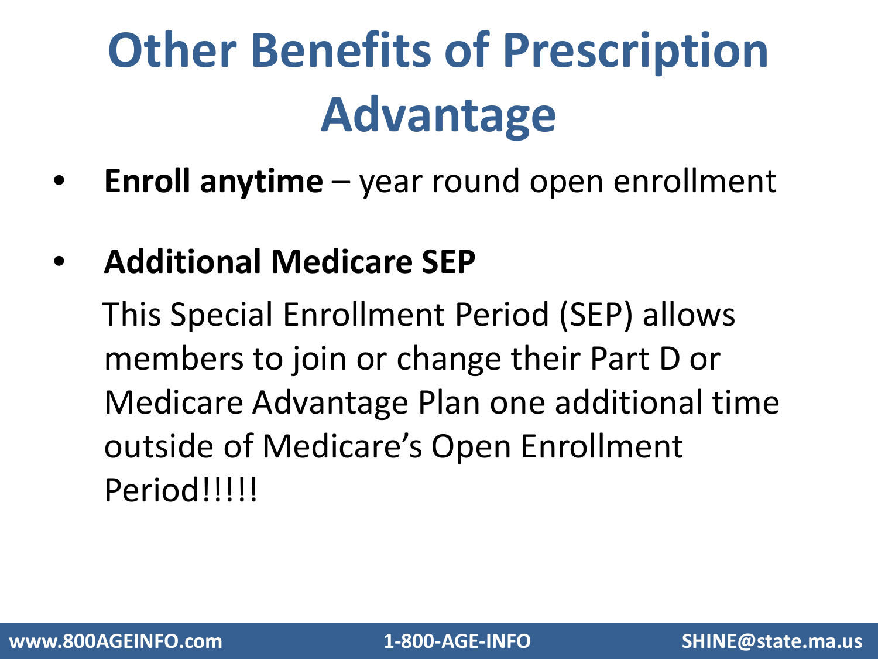# Other Benefits of Prescription Advantage

- **Enroll anytime** – year round open enrollment
- **Additional Medicare SEP**

  This Special Enrollment Period (SEP) allows members to join or change their Part D or Medicare Advantage Plan one additional time outside of Medicare's Open Enrollment Period!!!!!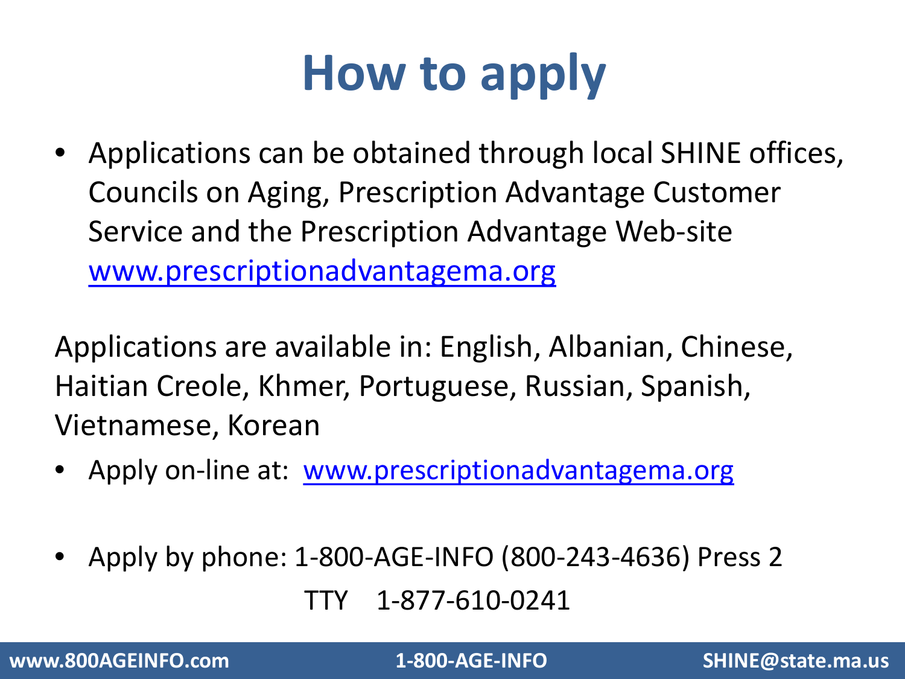# How to apply

- Applications can be obtained through local SHINE offices, Councils on Aging, Prescription Advantage Customer Service and the Prescription Advantage Web-site [www.prescriptionadvantagema.org](http://www.prescriptionadvantagema.org)

Applications are available in: English, Albanian, Chinese, Haitian Creole, Khmer, Portuguese, Russian, Spanish, Vietnamese, Korean

- Apply on-line at: [www.prescriptionadvantagema.org](http://www.prescriptionadvantagema.org)

- Apply by phone: 1-800-AGE-INFO (800-243-4636) Press 2

  TTY 1-877-610-0241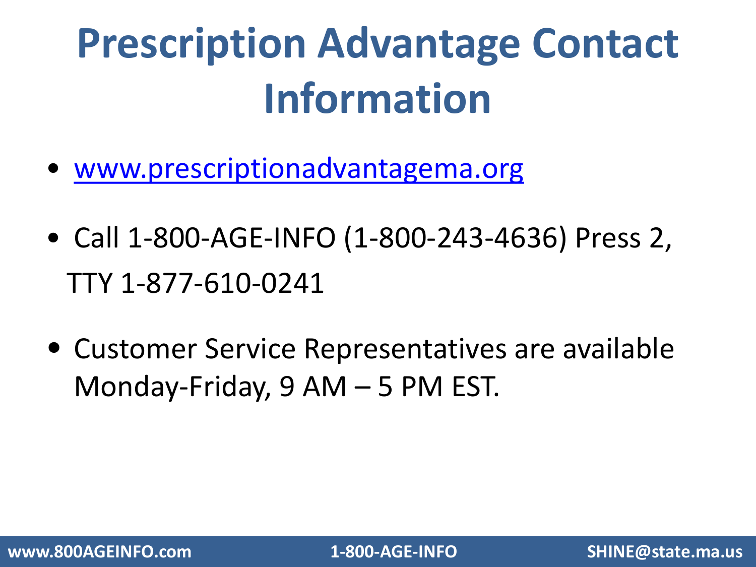# Prescription Advantage Contact Information

- www.prescriptionadvantagema.org
- Call 1-800-AGE-INFO (1-800-243-4636) Press 2, TTY 1-877-610-0241
- Customer Service Representatives are available Monday-Friday, 9 AM – 5 PM EST.